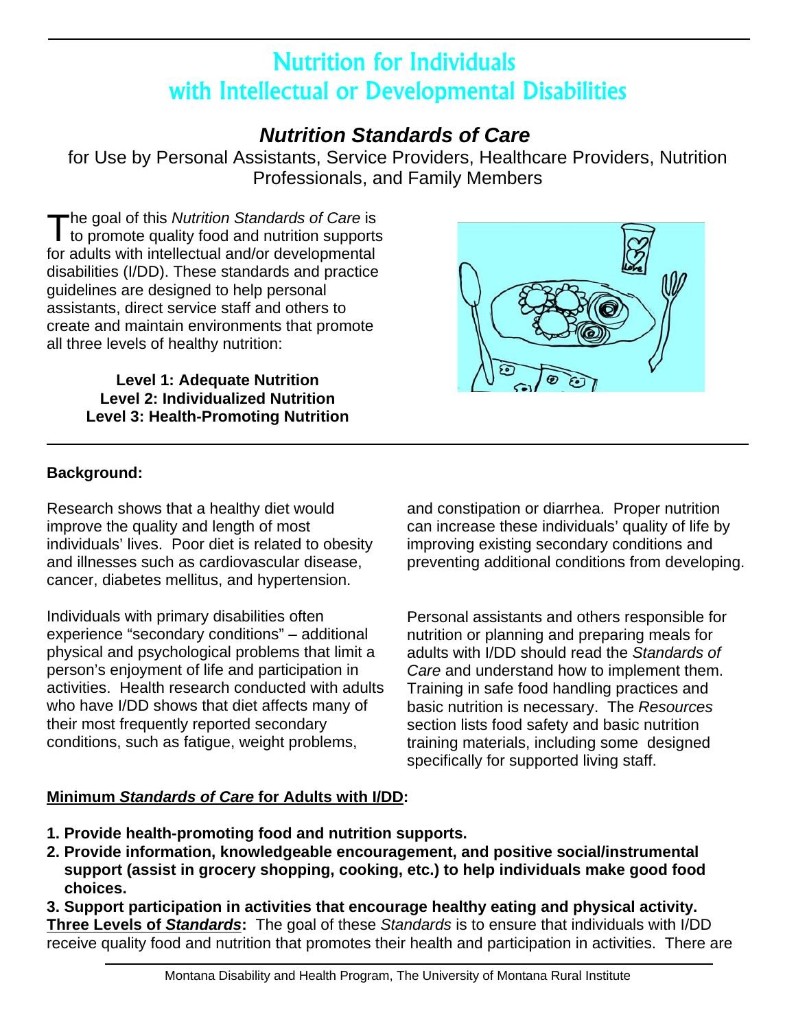# Nutrition for Individuals with Intellectual or Developmental Disabilities

## *Nutrition Standards of Care*

for Use by Personal Assistants, Service Providers, Healthcare Providers, Nutrition Professionals, and Family Members

The goal of this *Nutrition Standards of Care* is to promote quality food and nutrition supports for adults with intellectual and/or developmental disabilities (I/DD). These standards and practice guidelines are designed to help personal assistants, direct service staff and others to create and maintain environments that promote all three levels of healthy nutrition:

**Level 1: Adequate Nutrition**
**Level 2: Individualized Nutrition**
**Level 3: Health-Promoting Nutrition**

### Background:

Research shows that a healthy diet would improve the quality and length of most individuals' lives. Poor diet is related to obesity and illnesses such as cardiovascular disease, cancer, diabetes mellitus, and hypertension.

Individuals with primary disabilities often experience "secondary conditions" – additional physical and psychological problems that limit a person's enjoyment of life and participation in activities. Health research conducted with adults who have I/DD shows that diet affects many of their most frequently reported secondary conditions, such as fatigue, weight problems, and constipation or diarrhea. Proper nutrition can increase these individuals' quality of life by improving existing secondary conditions and preventing additional conditions from developing.

Personal assistants and others responsible for nutrition or planning and preparing meals for adults with I/DD should read the *Standards of Care* and understand how to implement them. Training in safe food handling practices and basic nutrition is necessary. The *Resources* section lists food safety and basic nutrition training materials, including some designed specifically for supported living staff.

**Minimum *Standards of Care* for Adults with I/DD:**

1. **Provide health-promoting food and nutrition supports.**
2. **Provide information, knowledgeable encouragement, and positive social/instrumental support (assist in grocery shopping, cooking, etc.) to help individuals make good food choices.**
3. **Support participation in activities that encourage healthy eating and physical activity.**

**Three Levels of *Standards*:** The goal of these *Standards* is to ensure that individuals with I/DD receive quality food and nutrition that promotes their health and participation in activities. There are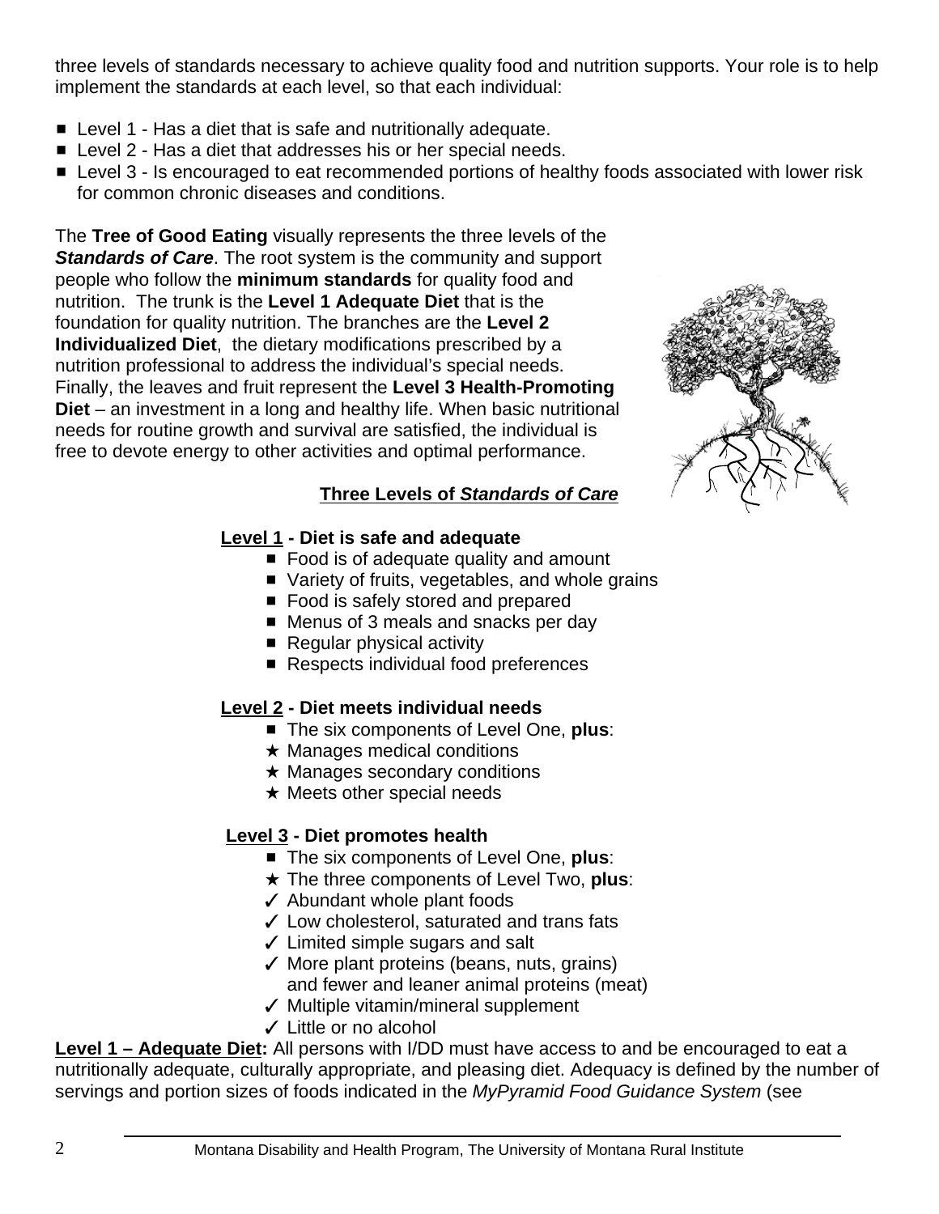three levels of standards necessary to achieve quality food and nutrition supports. Your role is to help implement the standards at each level, so that each individual:

- Level 1 - Has a diet that is safe and nutritionally adequate.
- Level 2 - Has a diet that addresses his or her special needs.
- Level 3 - Is encouraged to eat recommended portions of healthy foods associated with lower risk for common chronic diseases and conditions.

The **Tree of Good Eating** visually represents the three levels of the ***Standards of Care***. The root system is the community and support people who follow the **minimum standards** for quality food and nutrition. The trunk is the **Level 1 Adequate Diet** that is the foundation for quality nutrition. The branches are the **Level 2 Individualized Diet**, the dietary modifications prescribed by a nutrition professional to address the individual's special needs. Finally, the leaves and fruit represent the **Level 3 Health-Promoting Diet** – an investment in a long and healthy life. When basic nutritional needs for routine growth and survival are satisfied, the individual is free to devote energy to other activities and optimal performance.

**Three Levels of *Standards of Care***

**Level 1 - Diet is safe and adequate**

- Food is of adequate quality and amount
- Variety of fruits, vegetables, and whole grains
- Food is safely stored and prepared
- Menus of 3 meals and snacks per day
- Regular physical activity
- Respects individual food preferences

**Level 2 - Diet meets individual needs**

- The six components of Level One, **plus**:
- ★ Manages medical conditions
- ★ Manages secondary conditions
- ★ Meets other special needs

**Level 3 - Diet promotes health**

- The six components of Level One, **plus**:
- ★ The three components of Level Two, **plus**:
- ✓ Abundant whole plant foods
- ✓ Low cholesterol, saturated and trans fats
- ✓ Limited simple sugars and salt
- ✓ More plant proteins (beans, nuts, grains) and fewer and leaner animal proteins (meat)
- ✓ Multiple vitamin/mineral supplement
- ✓ Little or no alcohol

**Level 1 – Adequate Diet:** All persons with I/DD must have access to and be encouraged to eat a nutritionally adequate, culturally appropriate, and pleasing diet. Adequacy is defined by the number of servings and portion sizes of foods indicated in the *MyPyramid Food Guidance System* (see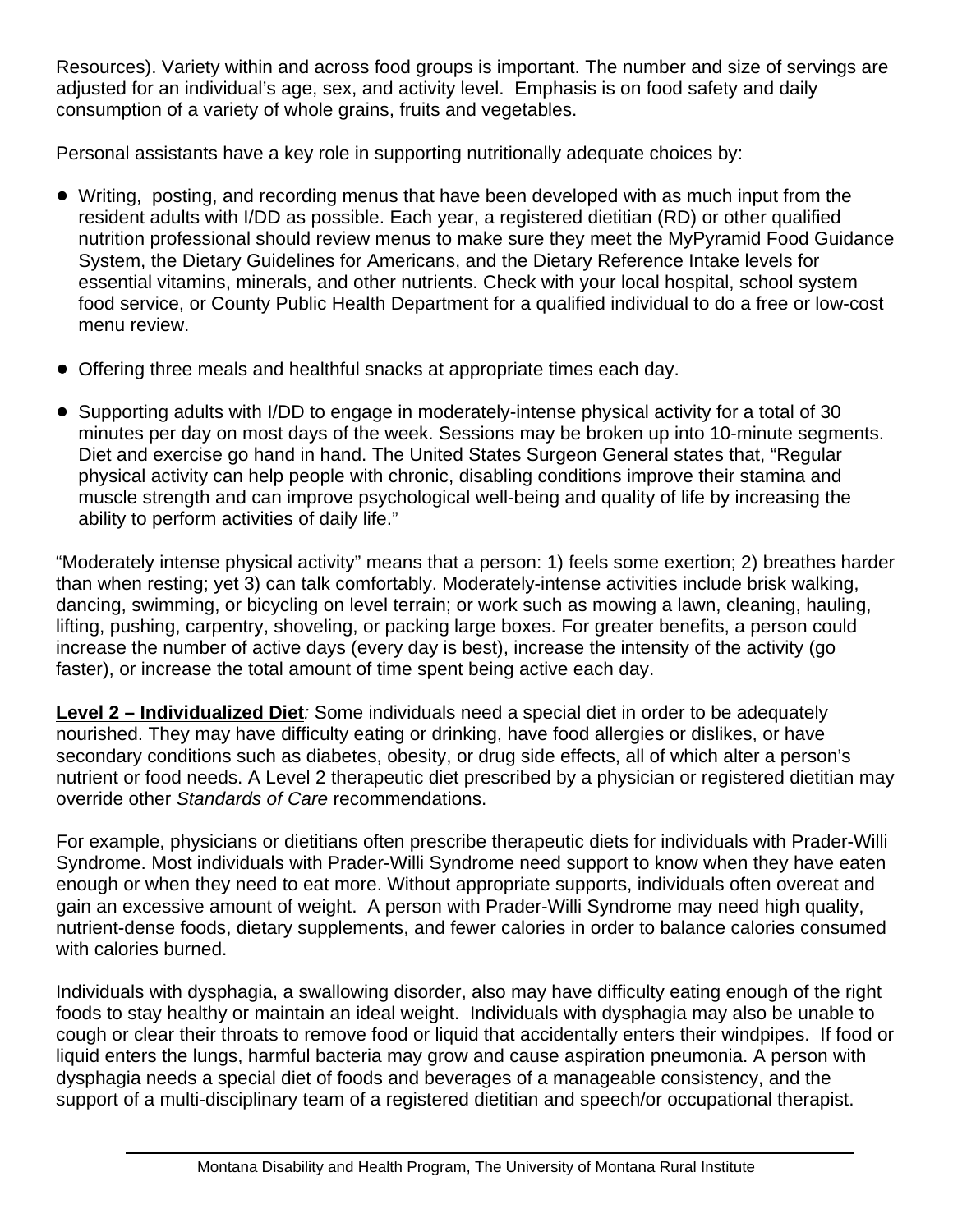Resources). Variety within and across food groups is important. The number and size of servings are adjusted for an individual's age, sex, and activity level. Emphasis is on food safety and daily consumption of a variety of whole grains, fruits and vegetables.

Personal assistants have a key role in supporting nutritionally adequate choices by:

- Writing, posting, and recording menus that have been developed with as much input from the resident adults with I/DD as possible. Each year, a registered dietitian (RD) or other qualified nutrition professional should review menus to make sure they meet the MyPyramid Food Guidance System, the Dietary Guidelines for Americans, and the Dietary Reference Intake levels for essential vitamins, minerals, and other nutrients. Check with your local hospital, school system food service, or County Public Health Department for a qualified individual to do a free or low-cost menu review.

- Offering three meals and healthful snacks at appropriate times each day.

- Supporting adults with I/DD to engage in moderately-intense physical activity for a total of 30 minutes per day on most days of the week. Sessions may be broken up into 10-minute segments. Diet and exercise go hand in hand. The United States Surgeon General states that, "Regular physical activity can help people with chronic, disabling conditions improve their stamina and muscle strength and can improve psychological well-being and quality of life by increasing the ability to perform activities of daily life."

"Moderately intense physical activity" means that a person: 1) feels some exertion; 2) breathes harder than when resting; yet 3) can talk comfortably. Moderately-intense activities include brisk walking, dancing, swimming, or bicycling on level terrain; or work such as mowing a lawn, cleaning, hauling, lifting, pushing, carpentry, shoveling, or packing large boxes. For greater benefits, a person could increase the number of active days (every day is best), increase the intensity of the activity (go faster), or increase the total amount of time spent being active each day.

**Level 2 – Individualized Diet***:* Some individuals need a special diet in order to be adequately nourished. They may have difficulty eating or drinking, have food allergies or dislikes, or have secondary conditions such as diabetes, obesity, or drug side effects, all of which alter a person's nutrient or food needs. A Level 2 therapeutic diet prescribed by a physician or registered dietitian may override other *Standards of Care* recommendations.

For example, physicians or dietitians often prescribe therapeutic diets for individuals with Prader-Willi Syndrome. Most individuals with Prader-Willi Syndrome need support to know when they have eaten enough or when they need to eat more. Without appropriate supports, individuals often overeat and gain an excessive amount of weight. A person with Prader-Willi Syndrome may need high quality, nutrient-dense foods, dietary supplements, and fewer calories in order to balance calories consumed with calories burned.

Individuals with dysphagia, a swallowing disorder, also may have difficulty eating enough of the right foods to stay healthy or maintain an ideal weight. Individuals with dysphagia may also be unable to cough or clear their throats to remove food or liquid that accidentally enters their windpipes. If food or liquid enters the lungs, harmful bacteria may grow and cause aspiration pneumonia. A person with dysphagia needs a special diet of foods and beverages of a manageable consistency, and the support of a multi-disciplinary team of a registered dietitian and speech/or occupational therapist.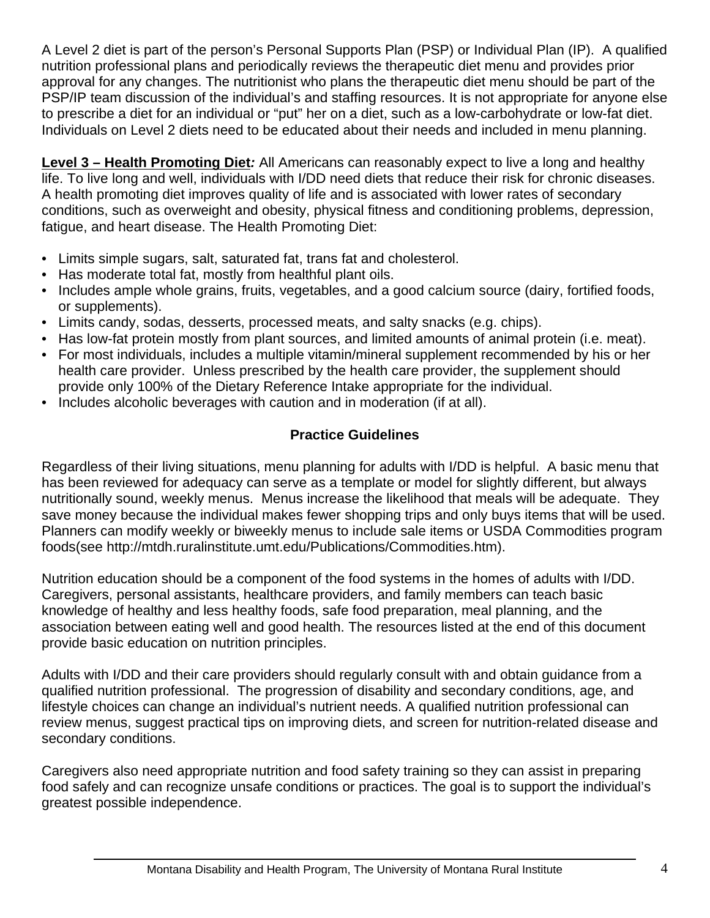A Level 2 diet is part of the person's Personal Supports Plan (PSP) or Individual Plan (IP). A qualified nutrition professional plans and periodically reviews the therapeutic diet menu and provides prior approval for any changes. The nutritionist who plans the therapeutic diet menu should be part of the PSP/IP team discussion of the individual's and staffing resources. It is not appropriate for anyone else to prescribe a diet for an individual or "put" her on a diet, such as a low-carbohydrate or low-fat diet. Individuals on Level 2 diets need to be educated about their needs and included in menu planning.

**Level 3 – Health Promoting Diet*:*** All Americans can reasonably expect to live a long and healthy life. To live long and well, individuals with I/DD need diets that reduce their risk for chronic diseases. A health promoting diet improves quality of life and is associated with lower rates of secondary conditions, such as overweight and obesity, physical fitness and conditioning problems, depression, fatigue, and heart disease. The Health Promoting Diet:

- Limits simple sugars, salt, saturated fat, trans fat and cholesterol.
- Has moderate total fat, mostly from healthful plant oils.
- Includes ample whole grains, fruits, vegetables, and a good calcium source (dairy, fortified foods, or supplements).
- Limits candy, sodas, desserts, processed meats, and salty snacks (e.g. chips).
- Has low-fat protein mostly from plant sources, and limited amounts of animal protein (i.e. meat).
- For most individuals, includes a multiple vitamin/mineral supplement recommended by his or her health care provider. Unless prescribed by the health care provider, the supplement should provide only 100% of the Dietary Reference Intake appropriate for the individual.
- Includes alcoholic beverages with caution and in moderation (if at all).

## Practice Guidelines

Regardless of their living situations, menu planning for adults with I/DD is helpful. A basic menu that has been reviewed for adequacy can serve as a template or model for slightly different, but always nutritionally sound, weekly menus. Menus increase the likelihood that meals will be adequate. They save money because the individual makes fewer shopping trips and only buys items that will be used. Planners can modify weekly or biweekly menus to include sale items or USDA Commodities program foods(see http://mtdh.ruralinstitute.umt.edu/Publications/Commodities.htm).

Nutrition education should be a component of the food systems in the homes of adults with I/DD. Caregivers, personal assistants, healthcare providers, and family members can teach basic knowledge of healthy and less healthy foods, safe food preparation, meal planning, and the association between eating well and good health. The resources listed at the end of this document provide basic education on nutrition principles.

Adults with I/DD and their care providers should regularly consult with and obtain guidance from a qualified nutrition professional. The progression of disability and secondary conditions, age, and lifestyle choices can change an individual's nutrient needs. A qualified nutrition professional can review menus, suggest practical tips on improving diets, and screen for nutrition-related disease and secondary conditions.

Caregivers also need appropriate nutrition and food safety training so they can assist in preparing food safely and can recognize unsafe conditions or practices. The goal is to support the individual's greatest possible independence.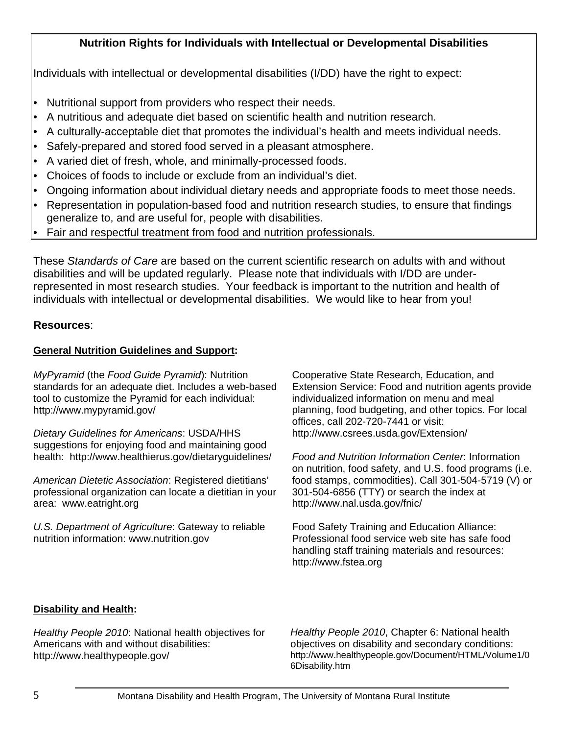## Nutrition Rights for Individuals with Intellectual or Developmental Disabilities

Individuals with intellectual or developmental disabilities (I/DD) have the right to expect:

- Nutritional support from providers who respect their needs.
- A nutritious and adequate diet based on scientific health and nutrition research.
- A culturally-acceptable diet that promotes the individual's health and meets individual needs.
- Safely-prepared and stored food served in a pleasant atmosphere.
- A varied diet of fresh, whole, and minimally-processed foods.
- Choices of foods to include or exclude from an individual's diet.
- Ongoing information about individual dietary needs and appropriate foods to meet those needs.
- Representation in population-based food and nutrition research studies, to ensure that findings generalize to, and are useful for, people with disabilities.
- Fair and respectful treatment from food and nutrition professionals.

These *Standards of Care* are based on the current scientific research on adults with and without disabilities and will be updated regularly. Please note that individuals with I/DD are under-represented in most research studies. Your feedback is important to the nutrition and health of individuals with intellectual or developmental disabilities. We would like to hear from you!

**Resources**:

**General Nutrition Guidelines and Support:**

*MyPyramid* (the *Food Guide Pyramid*): Nutrition standards for an adequate diet. Includes a web-based tool to customize the Pyramid for each individual: http://www.mypyramid.gov/

*Dietary Guidelines for Americans*: USDA/HHS suggestions for enjoying food and maintaining good health: http://www.healthierus.gov/dietaryguidelines/

*American Dietetic Association*: Registered dietitians' professional organization can locate a dietitian in your area: www.eatright.org

*U.S. Department of Agriculture*: Gateway to reliable nutrition information: www.nutrition.gov

Cooperative State Research, Education, and Extension Service: Food and nutrition agents provide individualized information on menu and meal planning, food budgeting, and other topics. For local offices, call 202-720-7441 or visit: http://www.csrees.usda.gov/Extension/

*Food and Nutrition Information Center*: Information on nutrition, food safety, and U.S. food programs (i.e. food stamps, commodities). Call 301-504-5719 (V) or 301-504-6856 (TTY) or search the index at http://www.nal.usda.gov/fnic/

Food Safety Training and Education Alliance: Professional food service web site has safe food handling staff training materials and resources: http://www.fstea.org

**Disability and Health:**

*Healthy People 2010*: National health objectives for Americans with and without disabilities: http://www.healthypeople.gov/

*Healthy People 2010*, Chapter 6: National health objectives on disability and secondary conditions: http://www.healthypeople.gov/Document/HTML/Volume1/06Disability.htm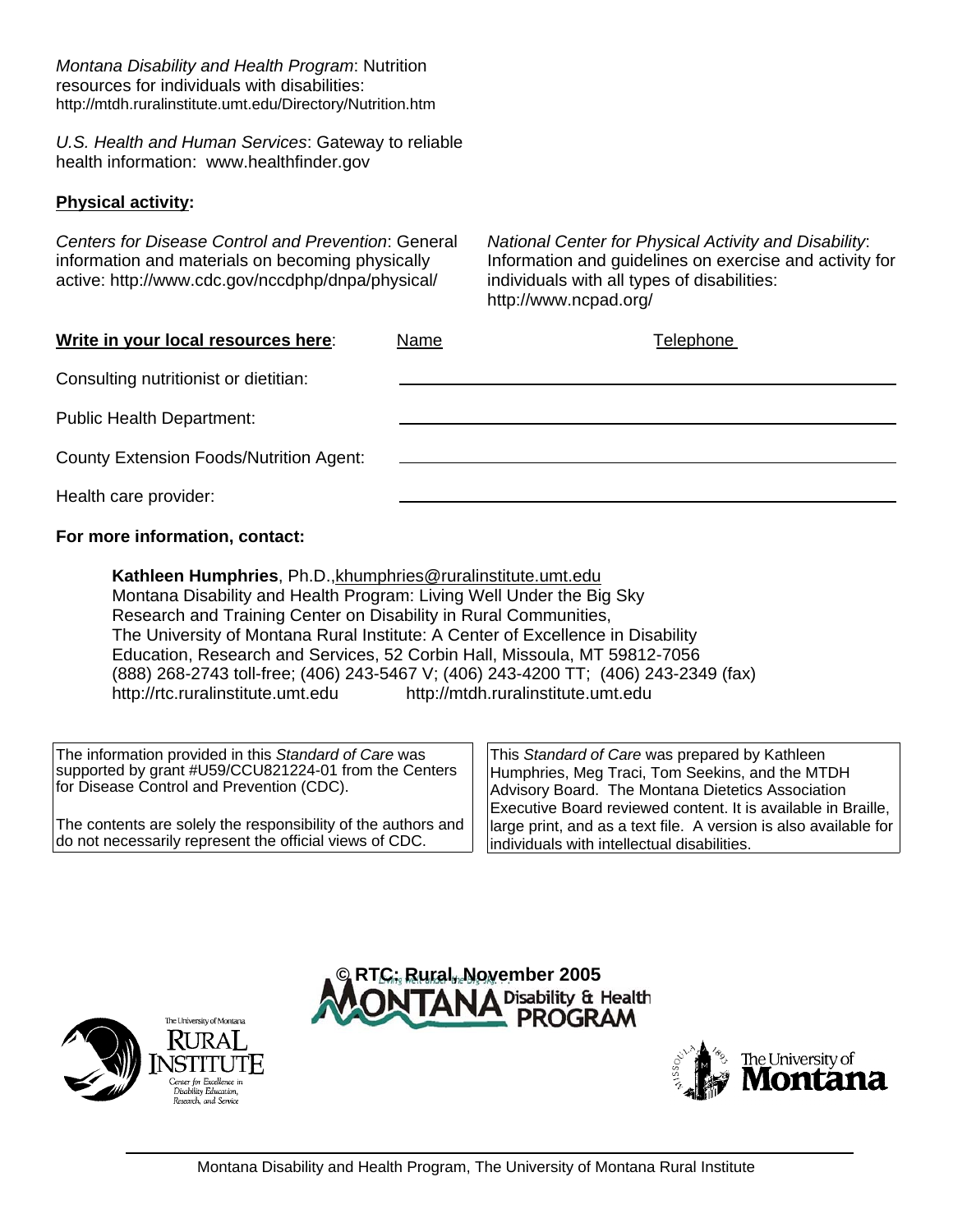*Montana Disability and Health Program*: Nutrition resources for individuals with disabilities: http://mtdh.ruralinstitute.umt.edu/Directory/Nutrition.htm

*U.S. Health and Human Services*: Gateway to reliable health information: www.healthfinder.gov

**Physical activity:**

*Centers for Disease Control and Prevention*: General information and materials on becoming physically active: http://www.cdc.gov/nccdphp/dnpa/physical/

*National Center for Physical Activity and Disability*: Information and guidelines on exercise and activity for individuals with all types of disabilities: http://www.ncpad.org/

| **Write in your local resources here**: | Name | Telephone |
|---|---|---|
| Consulting nutritionist or dietitian: | | |
| Public Health Department: | | |
| County Extension Foods/Nutrition Agent: | | |
| Health care provider: | | |

**For more information, contact:**

**Kathleen Humphries**, Ph.D., khumphries@ruralinstitute.umt.edu
Montana Disability and Health Program: Living Well Under the Big Sky
Research and Training Center on Disability in Rural Communities,
The University of Montana Rural Institute: A Center of Excellence in Disability Education, Research and Services, 52 Corbin Hall, Missoula, MT 59812-7056
(888) 268-2743 toll-free; (406) 243-5467 V; (406) 243-4200 TT; (406) 243-2349 (fax)
http://rtc.ruralinstitute.umt.edu http://mtdh.ruralinstitute.umt.edu

The information provided in this *Standard of Care* was supported by grant #U59/CCU821224-01 from the Centers for Disease Control and Prevention (CDC).

The contents are solely the responsibility of the authors and do not necessarily represent the official views of CDC.

This *Standard of Care* was prepared by Kathleen Humphries, Meg Traci, Tom Seekins, and the MTDH Advisory Board. The Montana Dietetics Association Executive Board reviewed content. It is available in Braille, large print, and as a text file. A version is also available for individuals with intellectual disabilities.

© RTC: Rural, November 2005

Montana Disability and Health Program, The University of Montana Rural Institute